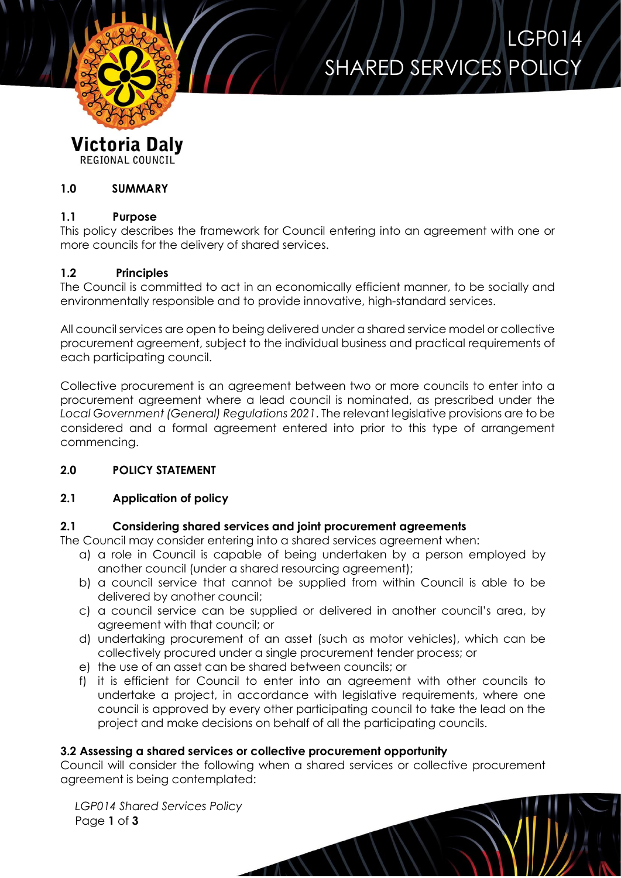# LGP014 SHARED SERVICES POLICY

Victoria Daly
REGIONAL COUNCIL

## 1.0 SUMMARY

### 1.1 Purpose

This policy describes the framework for Council entering into an agreement with one or more councils for the delivery of shared services.

### 1.2 Principles

The Council is committed to act in an economically efficient manner, to be socially and environmentally responsible and to provide innovative, high-standard services.

All council services are open to being delivered under a shared service model or collective procurement agreement, subject to the individual business and practical requirements of each participating council.

Collective procurement is an agreement between two or more councils to enter into a procurement agreement where a lead council is nominated, as prescribed under the *Local Government (General) Regulations 2021*. The relevant legislative provisions are to be considered and a formal agreement entered into prior to this type of arrangement commencing.

## 2.0 POLICY STATEMENT

### 2.1 Application of policy

### 2.1 Considering shared services and joint procurement agreements

The Council may consider entering into a shared services agreement when:

a) a role in Council is capable of being undertaken by a person employed by another council (under a shared resourcing agreement);
b) a council service that cannot be supplied from within Council is able to be delivered by another council;
c) a council service can be supplied or delivered in another council's area, by agreement with that council; or
d) undertaking procurement of an asset (such as motor vehicles), which can be collectively procured under a single procurement tender process; or
e) the use of an asset can be shared between councils; or
f) it is efficient for Council to enter into an agreement with other councils to undertake a project, in accordance with legislative requirements, where one council is approved by every other participating council to take the lead on the project and make decisions on behalf of all the participating councils.

### 3.2 Assessing a shared services or collective procurement opportunity

Council will consider the following when a shared services or collective procurement agreement is being contemplated: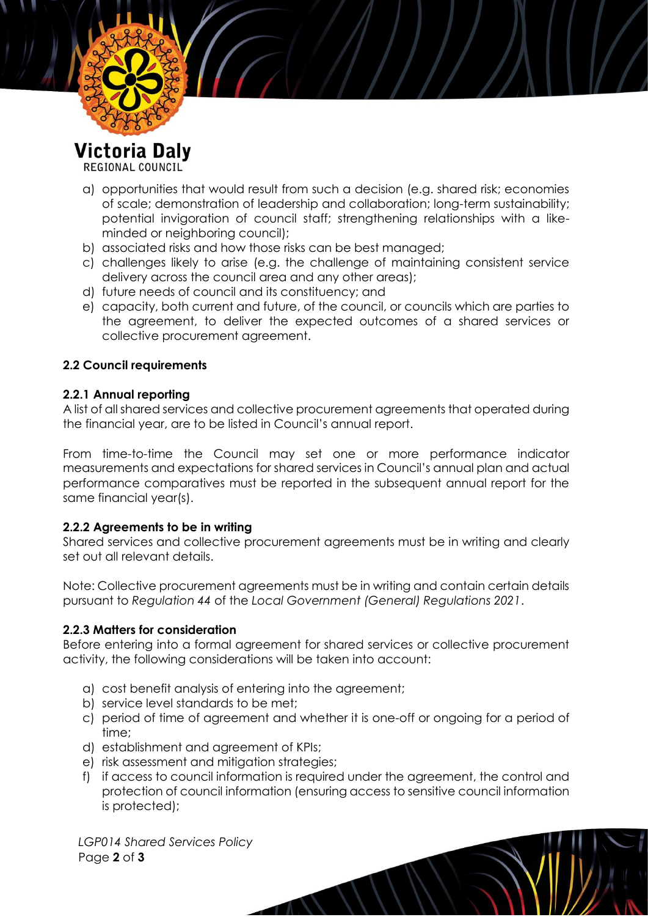a) opportunities that would result from such a decision (e.g. shared risk; economies of scale; demonstration of leadership and collaboration; long-term sustainability; potential invigoration of council staff; strengthening relationships with a like-minded or neighboring council);
b) associated risks and how those risks can be best managed;
c) challenges likely to arise (e.g. the challenge of maintaining consistent service delivery across the council area and any other areas);
d) future needs of council and its constituency; and
e) capacity, both current and future, of the council, or councils which are parties to the agreement, to deliver the expected outcomes of a shared services or collective procurement agreement.

### 2.2 Council requirements

#### 2.2.1 Annual reporting

A list of all shared services and collective procurement agreements that operated during the financial year, are to be listed in Council's annual report.

From time-to-time the Council may set one or more performance indicator measurements and expectations for shared services in Council's annual plan and actual performance comparatives must be reported in the subsequent annual report for the same financial year(s).

#### 2.2.2 Agreements to be in writing

Shared services and collective procurement agreements must be in writing and clearly set out all relevant details.

Note: Collective procurement agreements must be in writing and contain certain details pursuant to *Regulation 44* of the *Local Government (General) Regulations 2021*.

#### 2.2.3 Matters for consideration

Before entering into a formal agreement for shared services or collective procurement activity, the following considerations will be taken into account:

a) cost benefit analysis of entering into the agreement;
b) service level standards to be met;
c) period of time of agreement and whether it is one-off or ongoing for a period of time;
d) establishment and agreement of KPIs;
e) risk assessment and mitigation strategies;
f) if access to council information is required under the agreement, the control and protection of council information (ensuring access to sensitive council information is protected);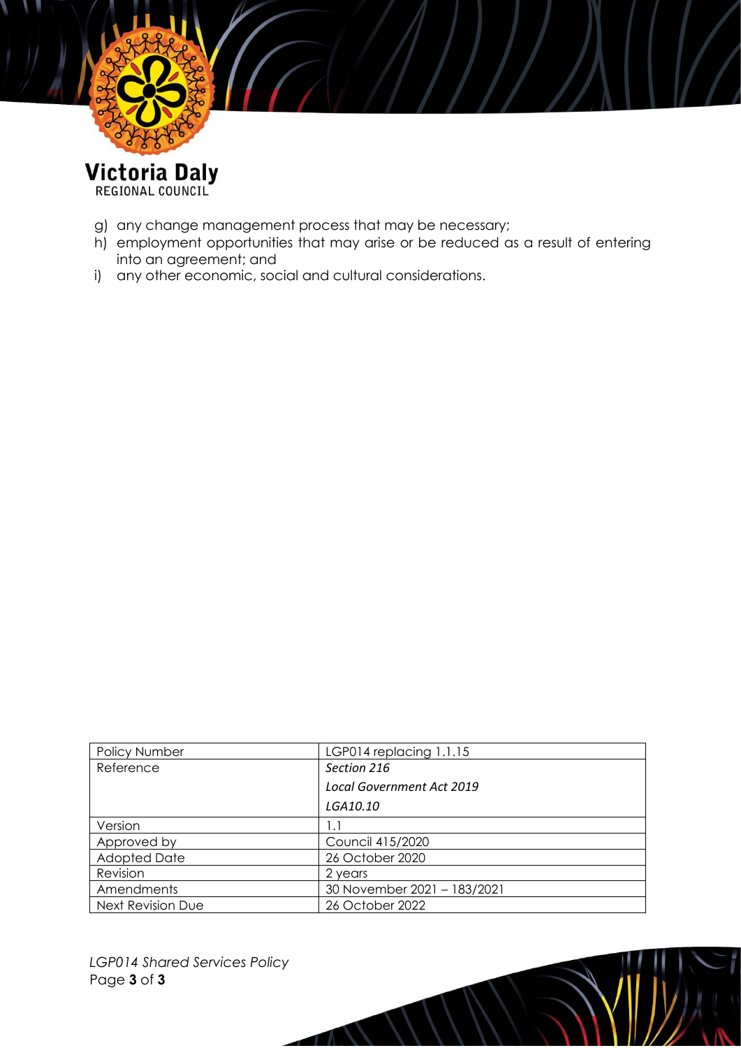g) any change management process that may be necessary;
h) employment opportunities that may arise or be reduced as a result of entering into an agreement; and
i) any other economic, social and cultural considerations.

| | |
|---|---|
| Policy Number | LGP014 replacing 1.1.15 |
| Reference | *Section 216*<br>*Local Government Act 2019*<br>*LGA10.10* |
| Version | 1.1 |
| Approved by | Council 415/2020 |
| Adopted Date | 26 October 2020 |
| Revision | 2 years |
| Amendments | 30 November 2021 – 183/2021 |
| Next Revision Due | 26 October 2022 |